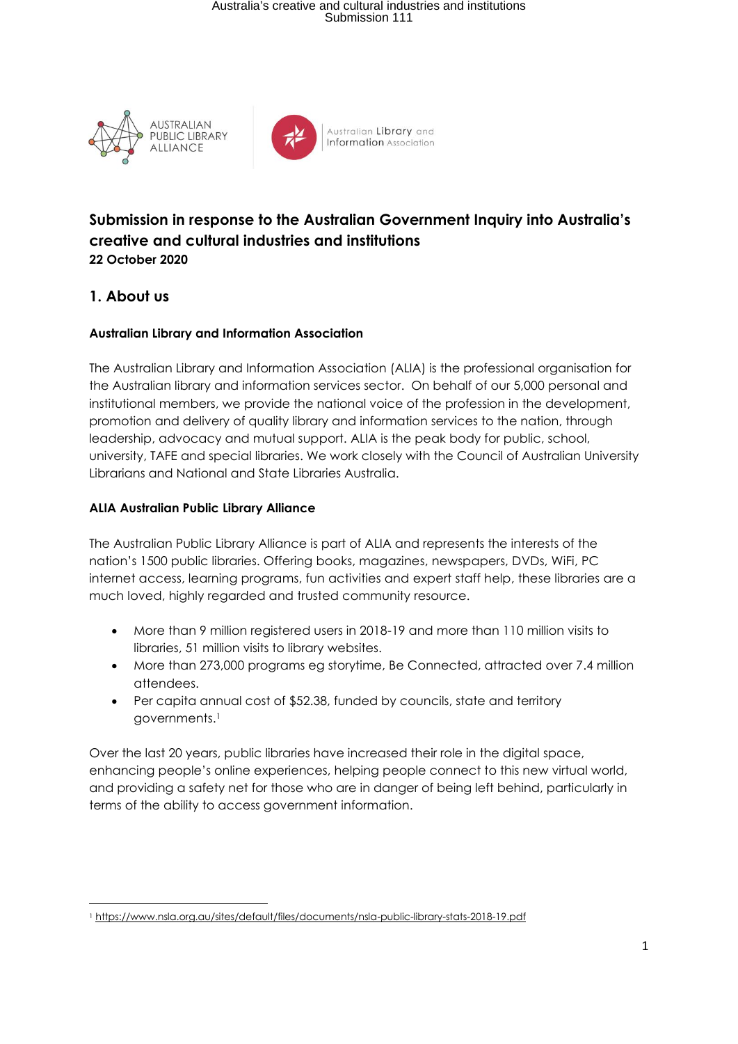Submission in response to the Australian Government Inquiry into Australia's creative and cultural industries and institutions

**22 October 2020**

## 1. About us

### Australian Library and Information Association

The Australian Library and Information Association (ALIA) is the professional organisation for the Australian library and information services sector. On behalf of our 5,000 personal and institutional members, we provide the national voice of the profession in the development, promotion and delivery of quality library and information services to the nation, through leadership, advocacy and mutual support. ALIA is the peak body for public, school, university, TAFE and special libraries. We work closely with the Council of Australian University Librarians and National and State Libraries Australia.

### ALIA Australian Public Library Alliance

The Australian Public Library Alliance is part of ALIA and represents the interests of the nation's 1500 public libraries. Offering books, magazines, newspapers, DVDs, WiFi, PC internet access, learning programs, fun activities and expert staff help, these libraries are a much loved, highly regarded and trusted community resource.

- More than 9 million registered users in 2018-19 and more than 110 million visits to libraries, 51 million visits to library websites.
- More than 273,000 programs eg storytime, Be Connected, attracted over 7.4 million attendees.
- Per capita annual cost of $52.38, funded by councils, state and territory governments.[1]

Over the last 20 years, public libraries have increased their role in the digital space, enhancing people's online experiences, helping people connect to this new virtual world, and providing a safety net for those who are in danger of being left behind, particularly in terms of the ability to access government information.

---

[1] https://www.nsla.org.au/sites/default/files/documents/nsla-public-library-stats-2018-19.pdf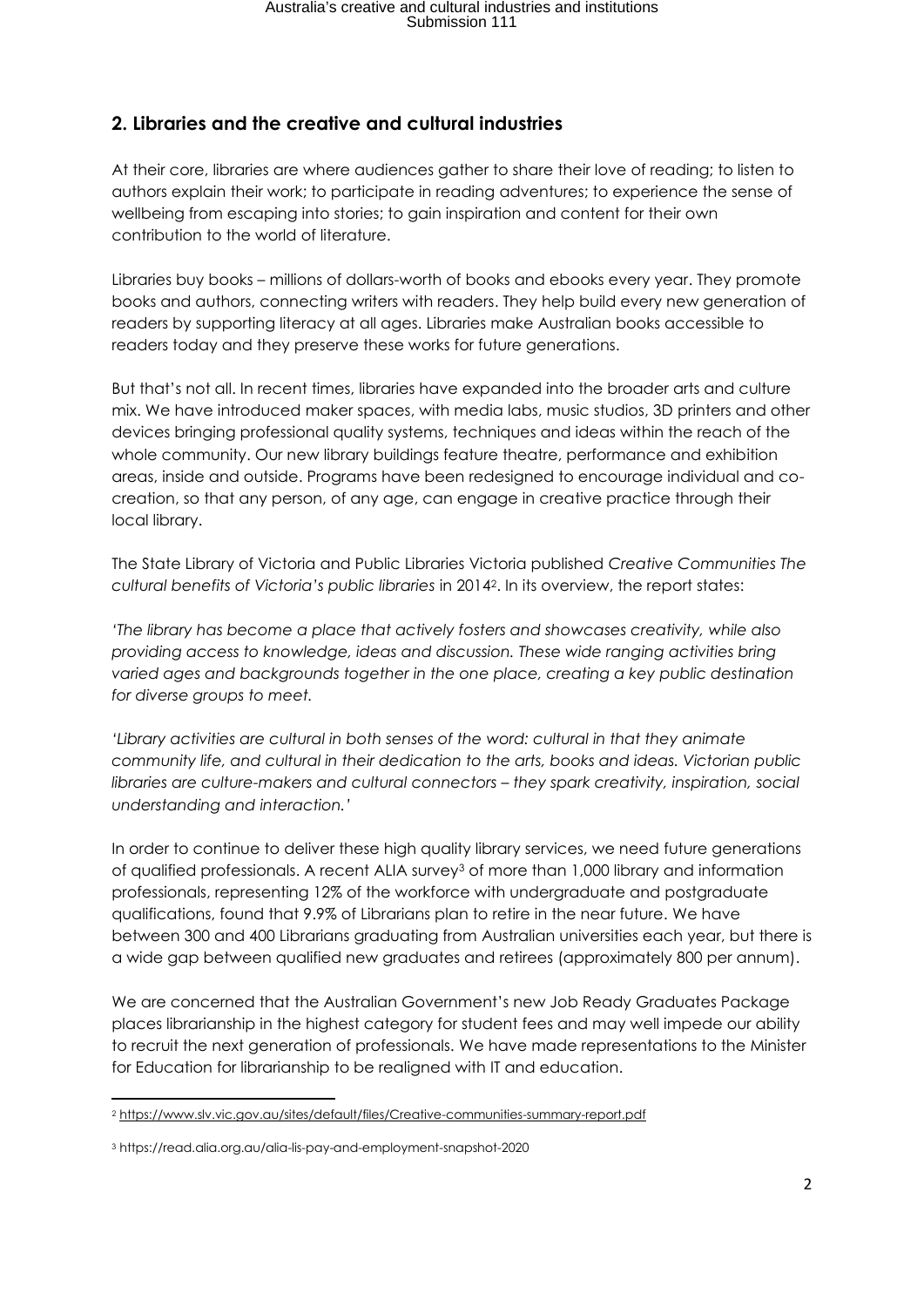## 2. Libraries and the creative and cultural industries

At their core, libraries are where audiences gather to share their love of reading; to listen to authors explain their work; to participate in reading adventures; to experience the sense of wellbeing from escaping into stories; to gain inspiration and content for their own contribution to the world of literature.

Libraries buy books – millions of dollars-worth of books and ebooks every year. They promote books and authors, connecting writers with readers. They help build every new generation of readers by supporting literacy at all ages. Libraries make Australian books accessible to readers today and they preserve these works for future generations.

But that's not all. In recent times, libraries have expanded into the broader arts and culture mix. We have introduced maker spaces, with media labs, music studios, 3D printers and other devices bringing professional quality systems, techniques and ideas within the reach of the whole community. Our new library buildings feature theatre, performance and exhibition areas, inside and outside. Programs have been redesigned to encourage individual and co-creation, so that any person, of any age, can engage in creative practice through their local library.

The State Library of Victoria and Public Libraries Victoria published *Creative Communities The cultural benefits of Victoria's public libraries* in 2014[2]. In its overview, the report states:

*'The library has become a place that actively fosters and showcases creativity, while also providing access to knowledge, ideas and discussion. These wide ranging activities bring varied ages and backgrounds together in the one place, creating a key public destination for diverse groups to meet.*

*'Library activities are cultural in both senses of the word: cultural in that they animate community life, and cultural in their dedication to the arts, books and ideas. Victorian public libraries are culture-makers and cultural connectors – they spark creativity, inspiration, social understanding and interaction.'*

In order to continue to deliver these high quality library services, we need future generations of qualified professionals. A recent ALIA survey[3] of more than 1,000 library and information professionals, representing 12% of the workforce with undergraduate and postgraduate qualifications, found that 9.9% of Librarians plan to retire in the near future. We have between 300 and 400 Librarians graduating from Australian universities each year, but there is a wide gap between qualified new graduates and retirees (approximately 800 per annum).

We are concerned that the Australian Government's new Job Ready Graduates Package places librarianship in the highest category for student fees and may well impede our ability to recruit the next generation of professionals. We have made representations to the Minister for Education for librarianship to be realigned with IT and education.

---

[2] https://www.slv.vic.gov.au/sites/default/files/Creative-communities-summary-report.pdf

[3] https://read.alia.org.au/alia-lis-pay-and-employment-snapshot-2020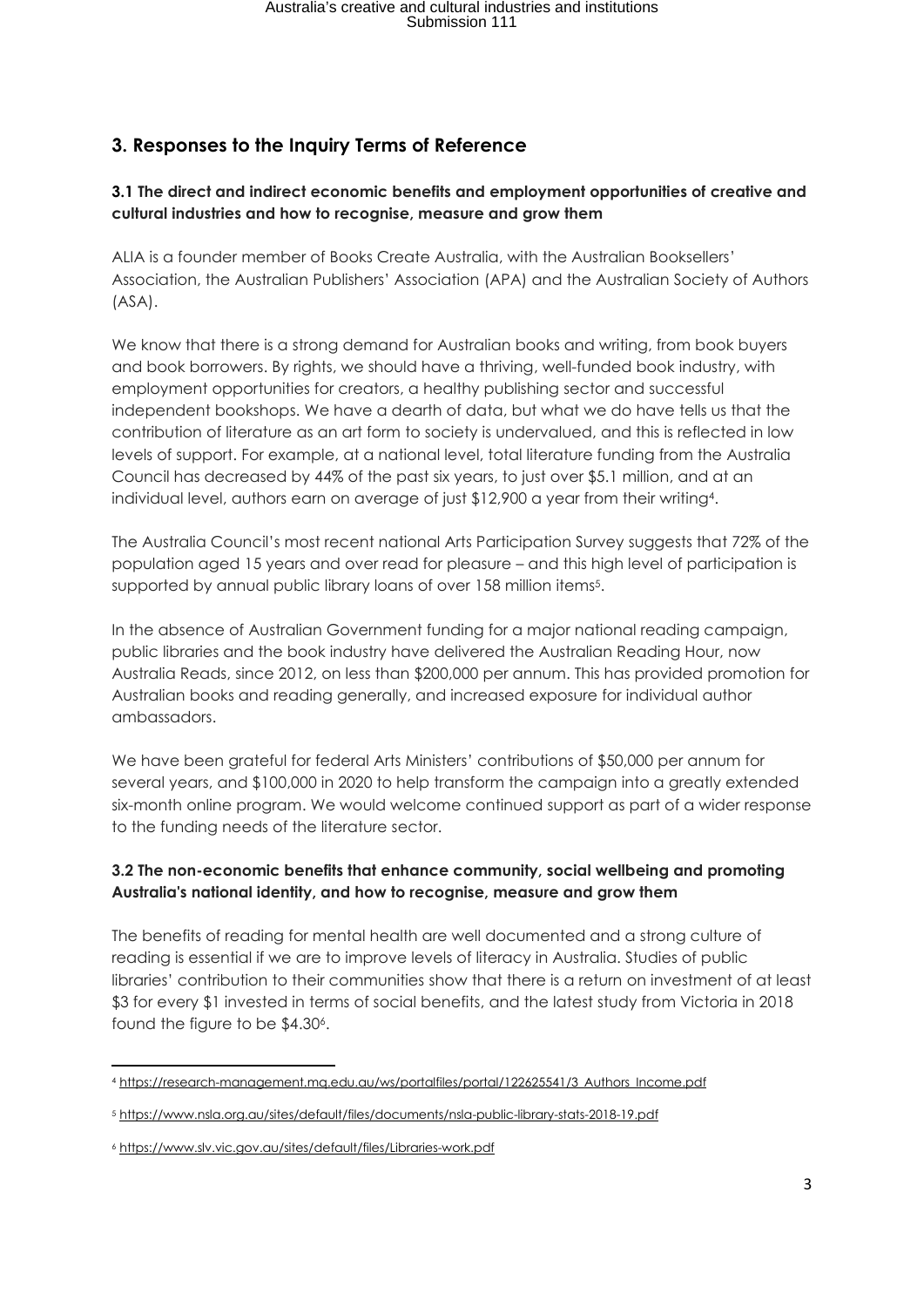## 3. Responses to the Inquiry Terms of Reference

### 3.1 The direct and indirect economic benefits and employment opportunities of creative and cultural industries and how to recognise, measure and grow them

ALIA is a founder member of Books Create Australia, with the Australian Booksellers' Association, the Australian Publishers' Association (APA) and the Australian Society of Authors (ASA).

We know that there is a strong demand for Australian books and writing, from book buyers and book borrowers. By rights, we should have a thriving, well-funded book industry, with employment opportunities for creators, a healthy publishing sector and successful independent bookshops. We have a dearth of data, but what we do have tells us that the contribution of literature as an art form to society is undervalued, and this is reflected in low levels of support. For example, at a national level, total literature funding from the Australia Council has decreased by 44% of the past six years, to just over $5.1 million, and at an individual level, authors earn on average of just $12,900 a year from their writing[4].

The Australia Council's most recent national Arts Participation Survey suggests that 72% of the population aged 15 years and over read for pleasure – and this high level of participation is supported by annual public library loans of over 158 million items[5].

In the absence of Australian Government funding for a major national reading campaign, public libraries and the book industry have delivered the Australian Reading Hour, now Australia Reads, since 2012, on less than $200,000 per annum. This has provided promotion for Australian books and reading generally, and increased exposure for individual author ambassadors.

We have been grateful for federal Arts Ministers' contributions of $50,000 per annum for several years, and $100,000 in 2020 to help transform the campaign into a greatly extended six-month online program. We would welcome continued support as part of a wider response to the funding needs of the literature sector.

### 3.2 The non-economic benefits that enhance community, social wellbeing and promoting Australia's national identity, and how to recognise, measure and grow them

The benefits of reading for mental health are well documented and a strong culture of reading is essential if we are to improve levels of literacy in Australia. Studies of public libraries' contribution to their communities show that there is a return on investment of at least $3 for every $1 invested in terms of social benefits, and the latest study from Victoria in 2018 found the figure to be $4.30[6].

---

[4] https://research-management.mq.edu.au/ws/portalfiles/portal/122625541/3_Authors_Income.pdf

[5] https://www.nsla.org.au/sites/default/files/documents/nsla-public-library-stats-2018-19.pdf

[6] https://www.slv.vic.gov.au/sites/default/files/Libraries-work.pdf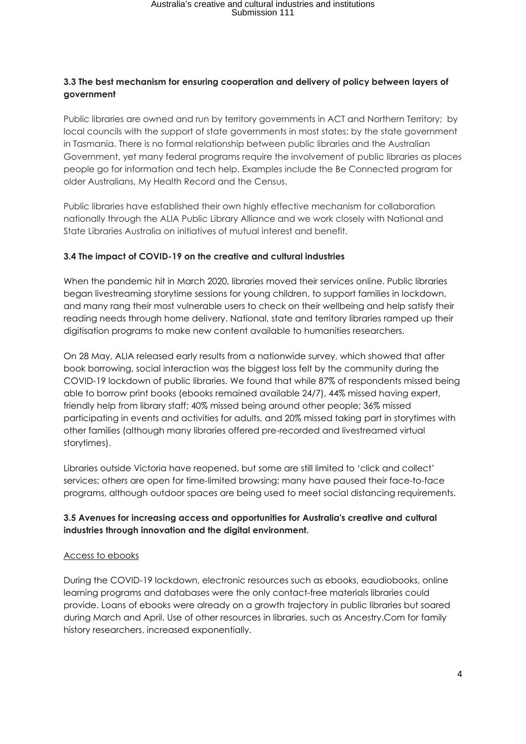### 3.3 The best mechanism for ensuring cooperation and delivery of policy between layers of government

Public libraries are owned and run by territory governments in ACT and Northern Territory; by local councils with the support of state governments in most states; by the state government in Tasmania. There is no formal relationship between public libraries and the Australian Government, yet many federal programs require the involvement of public libraries as places people go for information and tech help. Examples include the Be Connected program for older Australians, My Health Record and the Census.

Public libraries have established their own highly effective mechanism for collaboration nationally through the ALIA Public Library Alliance and we work closely with National and State Libraries Australia on initiatives of mutual interest and benefit.

### 3.4 The impact of COVID-19 on the creative and cultural industries

When the pandemic hit in March 2020, libraries moved their services online. Public libraries began livestreaming storytime sessions for young children, to support families in lockdown, and many rang their most vulnerable users to check on their wellbeing and help satisfy their reading needs through home delivery. National, state and territory libraries ramped up their digitisation programs to make new content available to humanities researchers.

On 28 May, ALIA released early results from a nationwide survey, which showed that after book borrowing, social interaction was the biggest loss felt by the community during the COVID-19 lockdown of public libraries. We found that while 87% of respondents missed being able to borrow print books (ebooks remained available 24/7), 44% missed having expert, friendly help from library staff; 40% missed being around other people; 36% missed participating in events and activities for adults, and 20% missed taking part in storytimes with other families (although many libraries offered pre-recorded and livestreamed virtual storytimes).

Libraries outside Victoria have reopened, but some are still limited to 'click and collect' services; others are open for time-limited browsing; many have paused their face-to-face programs, although outdoor spaces are being used to meet social distancing requirements.

### 3.5 Avenues for increasing access and opportunities for Australia's creative and cultural industries through innovation and the digital environment.

<u>Access to ebooks</u>

During the COVID-19 lockdown, electronic resources such as ebooks, eaudiobooks, online learning programs and databases were the only contact-free materials libraries could provide. Loans of ebooks were already on a growth trajectory in public libraries but soared during March and April. Use of other resources in libraries, such as Ancestry.Com for family history researchers, increased exponentially.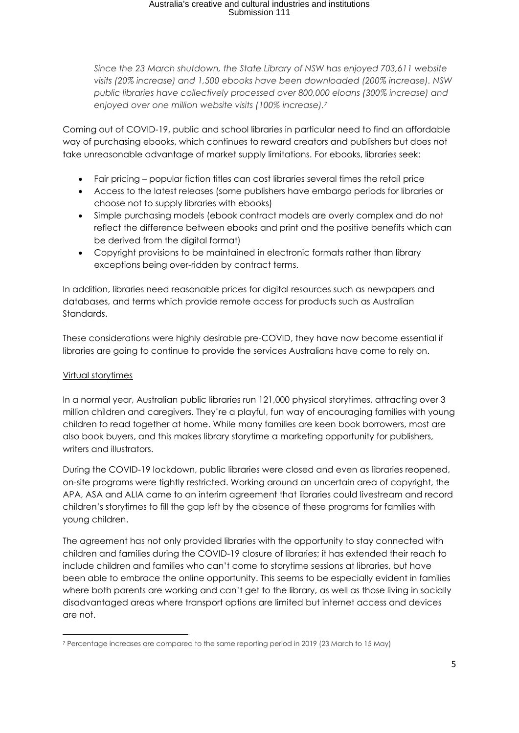*Since the 23 March shutdown, the State Library of NSW has enjoyed 703,611 website visits (20% increase) and 1,500 ebooks have been downloaded (200% increase). NSW public libraries have collectively processed over 800,000 eloans (300% increase) and enjoyed over one million website visits (100% increase).*[7]

Coming out of COVID-19, public and school libraries in particular need to find an affordable way of purchasing ebooks, which continues to reward creators and publishers but does not take unreasonable advantage of market supply limitations. For ebooks, libraries seek:

- Fair pricing – popular fiction titles can cost libraries several times the retail price
- Access to the latest releases (some publishers have embargo periods for libraries or choose not to supply libraries with ebooks)
- Simple purchasing models (ebook contract models are overly complex and do not reflect the difference between ebooks and print and the positive benefits which can be derived from the digital format)
- Copyright provisions to be maintained in electronic formats rather than library exceptions being over-ridden by contract terms.

In addition, libraries need reasonable prices for digital resources such as newpapers and databases, and terms which provide remote access for products such as Australian Standards.

These considerations were highly desirable pre-COVID, they have now become essential if libraries are going to continue to provide the services Australians have come to rely on.

<u>Virtual storytimes</u>

In a normal year, Australian public libraries run 121,000 physical storytimes, attracting over 3 million children and caregivers. They're a playful, fun way of encouraging families with young children to read together at home. While many families are keen book borrowers, most are also book buyers, and this makes library storytime a marketing opportunity for publishers, writers and illustrators.

During the COVID-19 lockdown, public libraries were closed and even as libraries reopened, on-site programs were tightly restricted. Working around an uncertain area of copyright, the APA, ASA and ALIA came to an interim agreement that libraries could livestream and record children's storytimes to fill the gap left by the absence of these programs for families with young children.

The agreement has not only provided libraries with the opportunity to stay connected with children and families during the COVID-19 closure of libraries; it has extended their reach to include children and families who can't come to storytime sessions at libraries, but have been able to embrace the online opportunity. This seems to be especially evident in families where both parents are working and can't get to the library, as well as those living in socially disadvantaged areas where transport options are limited but internet access and devices are not.

[7] Percentage increases are compared to the same reporting period in 2019 (23 March to 15 May)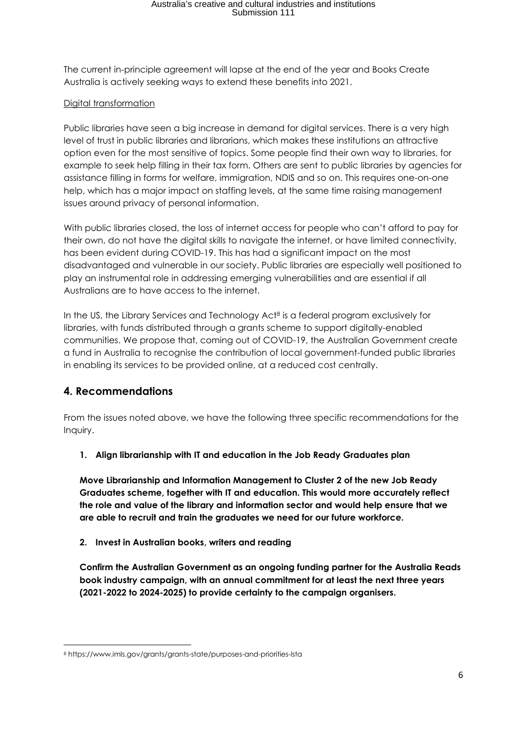The current in-principle agreement will lapse at the end of the year and Books Create Australia is actively seeking ways to extend these benefits into 2021.

Digital transformation

Public libraries have seen a big increase in demand for digital services. There is a very high level of trust in public libraries and librarians, which makes these institutions an attractive option even for the most sensitive of topics. Some people find their own way to libraries, for example to seek help filling in their tax form. Others are sent to public libraries by agencies for assistance filling in forms for welfare, immigration, NDIS and so on. This requires one-on-one help, which has a major impact on staffing levels, at the same time raising management issues around privacy of personal information.

With public libraries closed, the loss of internet access for people who can't afford to pay for their own, do not have the digital skills to navigate the internet, or have limited connectivity, has been evident during COVID-19. This has had a significant impact on the most disadvantaged and vulnerable in our society. Public libraries are especially well positioned to play an instrumental role in addressing emerging vulnerabilities and are essential if all Australians are to have access to the internet.

In the US, the Library Services and Technology Act[8] is a federal program exclusively for libraries, with funds distributed through a grants scheme to support digitally-enabled communities. We propose that, coming out of COVID-19, the Australian Government create a fund in Australia to recognise the contribution of local government-funded public libraries in enabling its services to be provided online, at a reduced cost centrally.

## 4. Recommendations

From the issues noted above, we have the following three specific recommendations for the Inquiry.

1. **Align librarianship with IT and education in the Job Ready Graduates plan**

   **Move Librarianship and Information Management to Cluster 2 of the new Job Ready Graduates scheme, together with IT and education. This would more accurately reflect the role and value of the library and information sector and would help ensure that we are able to recruit and train the graduates we need for our future workforce.**

2. **Invest in Australian books, writers and reading**

   **Confirm the Australian Government as an ongoing funding partner for the Australia Reads book industry campaign, with an annual commitment for at least the next three years (2021-2022 to 2024-2025) to provide certainty to the campaign organisers.**

---

[8] https://www.imls.gov/grants/grants-state/purposes-and-priorities-lsta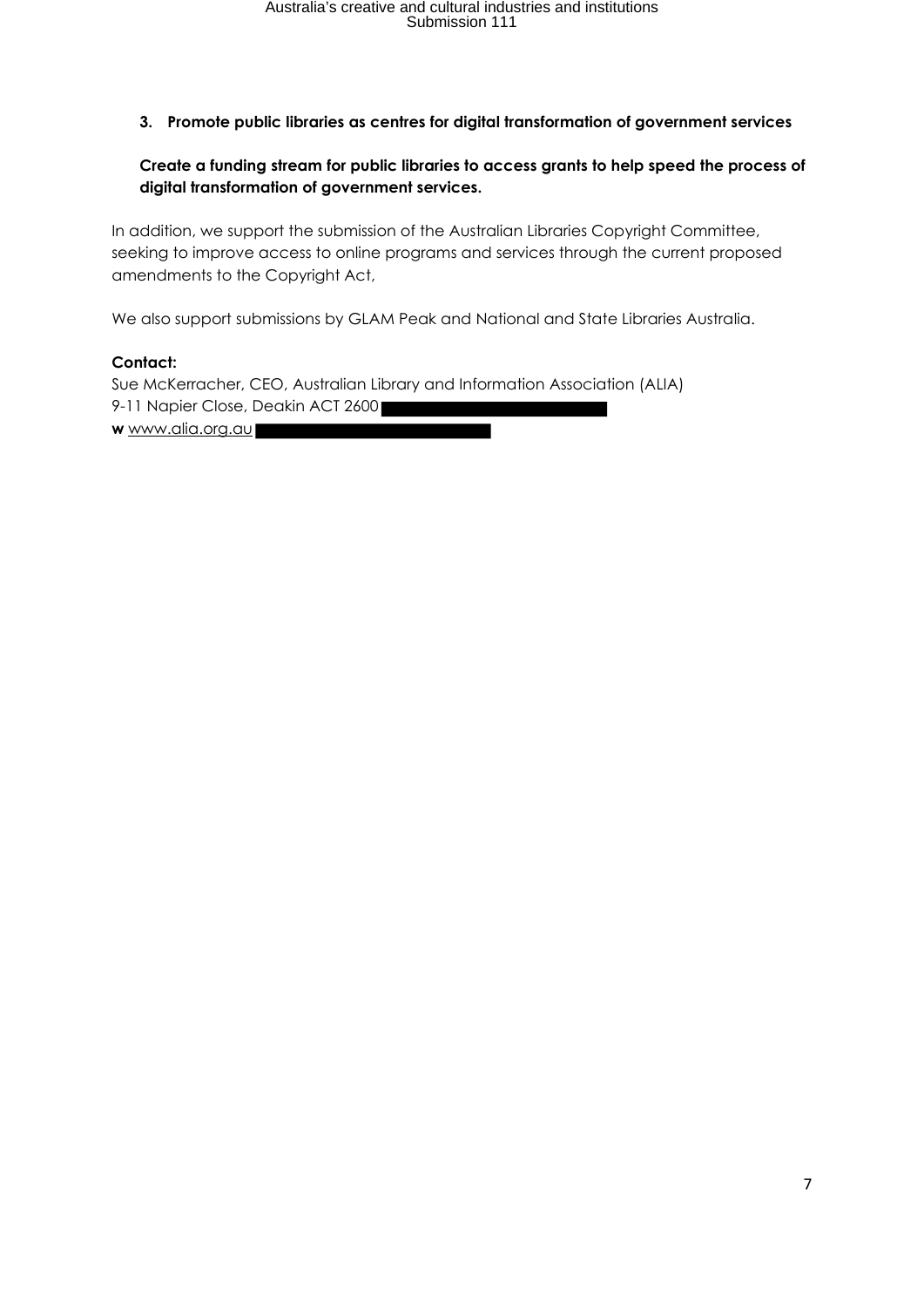**3. Promote public libraries as centres for digital transformation of government services**

**Create a funding stream for public libraries to access grants to help speed the process of digital transformation of government services.**

In addition, we support the submission of the Australian Libraries Copyright Committee, seeking to improve access to online programs and services through the current proposed amendments to the Copyright Act,

We also support submissions by GLAM Peak and National and State Libraries Australia.

**Contact:**

Sue McKerracher, CEO, Australian Library and Information Association (ALIA)
9-11 Napier Close, Deakin ACT 2600
**w** www.alia.org.au